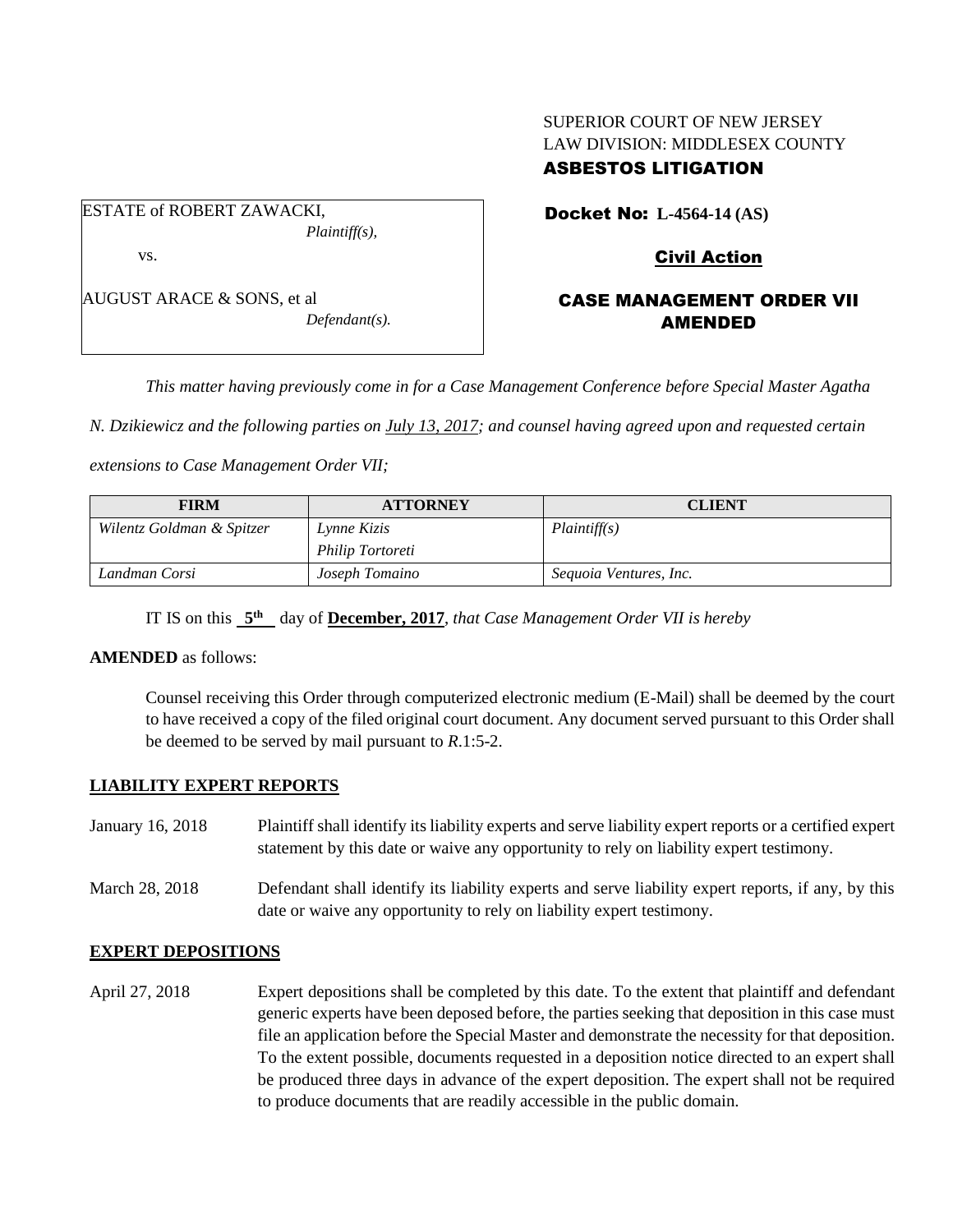SUPERIOR COURT OF NEW JERSEY
LAW DIVISION: MIDDLESEX COUNTY
**ASBESTOS LITIGATION**

ESTATE of ROBERT ZAWACKI,
*Plaintiff(s),*

vs.

AUGUST ARACE & SONS, et al
*Defendant(s).*

**Docket No: L-4564-14 (AS)**

**Civil Action**

**CASE MANAGEMENT ORDER VII AMENDED**

*This matter having previously come in for a Case Management Conference before Special Master Agatha N. Dzikiewicz and the following parties on July 13, 2017; and counsel having agreed upon and requested certain extensions to Case Management Order VII;*

| FIRM | ATTORNEY | CLIENT |
|---|---|---|
| *Wilentz Goldman & Spitzer* | *Lynne Kizis* *Philip Tortoreti* | *Plaintiff(s)* |
| *Landman Corsi* | *Joseph Tomaino* | *Sequoia Ventures, Inc.* |

IT IS on this **5th** day of **December, 2017**, *that Case Management Order VII is hereby*

**AMENDED** as follows:

Counsel receiving this Order through computerized electronic medium (E-Mail) shall be deemed by the court to have received a copy of the filed original court document. Any document served pursuant to this Order shall be deemed to be served by mail pursuant to *R*.1:5-2.

**LIABILITY EXPERT REPORTS**

January 16, 2018 — Plaintiff shall identify its liability experts and serve liability expert reports or a certified expert statement by this date or waive any opportunity to rely on liability expert testimony.

March 28, 2018 — Defendant shall identify its liability experts and serve liability expert reports, if any, by this date or waive any opportunity to rely on liability expert testimony.

**EXPERT DEPOSITIONS**

April 27, 2018 — Expert depositions shall be completed by this date. To the extent that plaintiff and defendant generic experts have been deposed before, the parties seeking that deposition in this case must file an application before the Special Master and demonstrate the necessity for that deposition. To the extent possible, documents requested in a deposition notice directed to an expert shall be produced three days in advance of the expert deposition. The expert shall not be required to produce documents that are readily accessible in the public domain.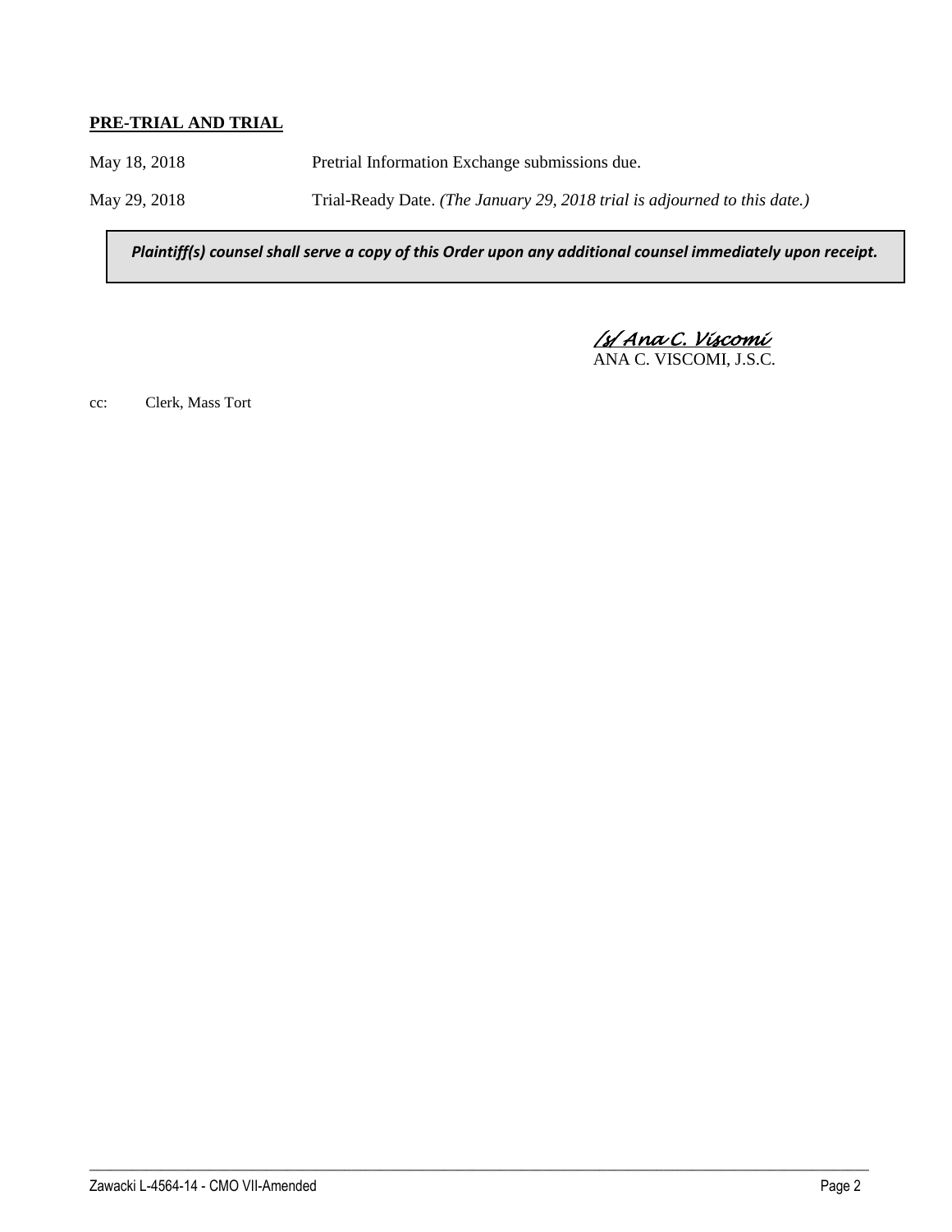**PRE-TRIAL AND TRIAL**

| | |
|---|---|
| May 18, 2018 | Pretrial Information Exchange submissions due. |
| May 29, 2018 | Trial-Ready Date. *(The January 29, 2018 trial is adjourned to this date.)* |

***Plaintiff(s) counsel shall serve a copy of this Order upon any additional counsel immediately upon receipt.***

*/s/ Ana C. Viscomi*
ANA C. VISCOMI, J.S.C.

cc: Clerk, Mass Tort